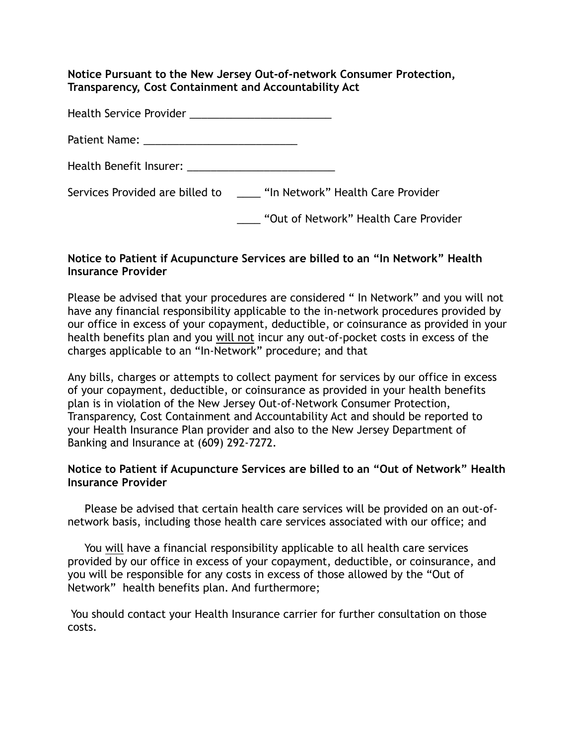**Notice Pursuant to the New Jersey Out-of-network Consumer Protection, Transparency, Cost Containment and Accountability Act**

Health Service Provider ________________________

Patient Name: __________________________

Health Benefit Insurer: _________________________

Services Provided are billed to ____ "In Network" Health Care Provider

____ "Out of Network" Health Care Provider

**Notice to Patient if Acupuncture Services are billed to an "In Network" Health Insurance Provider**

Please be advised that your procedures are considered " In Network" and you will not have any financial responsibility applicable to the in-network procedures provided by our office in excess of your copayment, deductible, or coinsurance as provided in your health benefits plan and you <u>will not</u> incur any out-of-pocket costs in excess of the charges applicable to an "In-Network" procedure; and that

Any bills, charges or attempts to collect payment for services by our office in excess of your copayment, deductible, or coinsurance as provided in your health benefits plan is in violation of the New Jersey Out-of-Network Consumer Protection, Transparency, Cost Containment and Accountability Act and should be reported to your Health Insurance Plan provider and also to the New Jersey Department of Banking and Insurance at (609) 292-7272.

**Notice to Patient if Acupuncture Services are billed to an "Out of Network" Health Insurance Provider**

Please be advised that certain health care services will be provided on an out-of-network basis, including those health care services associated with our office; and

You <u>will</u> have a financial responsibility applicable to all health care services provided by our office in excess of your copayment, deductible, or coinsurance, and you will be responsible for any costs in excess of those allowed by the "Out of Network" health benefits plan. And furthermore;

You should contact your Health Insurance carrier for further consultation on those costs.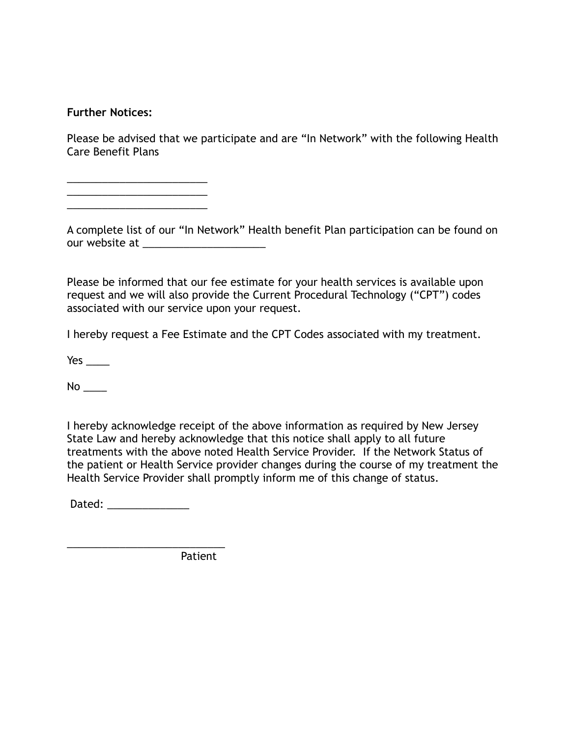**Further Notices:**

Please be advised that we participate and are "In Network" with the following Health Care Benefit Plans

_________________________
_________________________
_________________________

A complete list of our "In Network" Health benefit Plan participation can be found on our website at _____________________

Please be informed that our fee estimate for your health services is available upon request and we will also provide the Current Procedural Technology ("CPT") codes associated with our service upon your request.

I hereby request a Fee Estimate and the CPT Codes associated with my treatment.

Yes ____

No ____

I hereby acknowledge receipt of the above information as required by New Jersey State Law and hereby acknowledge that this notice shall apply to all future treatments with the above noted Health Service Provider. If the Network Status of the patient or Health Service provider changes during the course of my treatment the Health Service Provider shall promptly inform me of this change of status.

Dated: ______________

____________________________
Patient